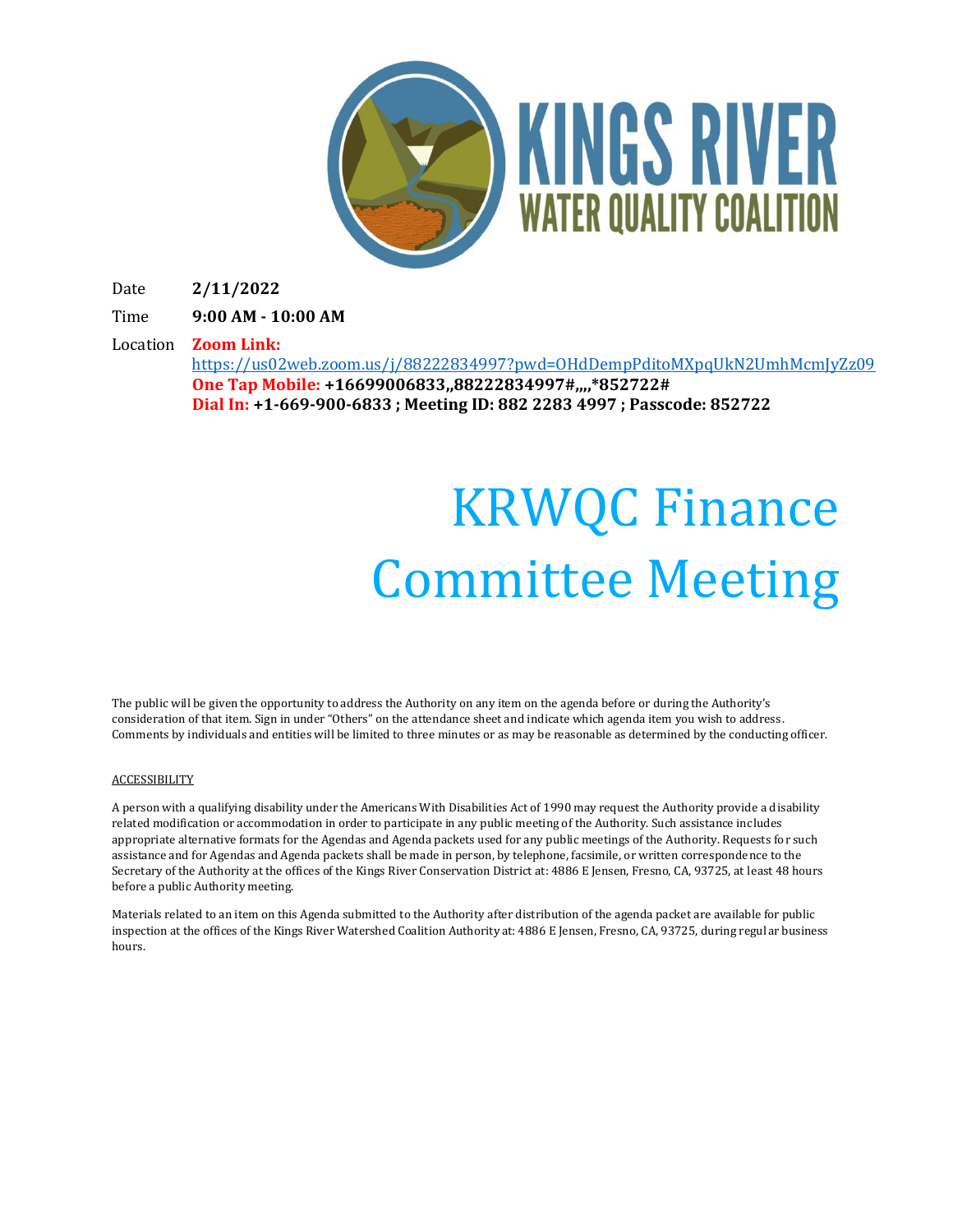# KINGS RIVER WATER QUALITY COALITION

Date **2/11/2022**

Time **9:00 AM - 10:00 AM**

Location **Zoom Link:**
https://us02web.zoom.us/j/88222834997?pwd=OHdDempPditoMXpqUkN2UmhMcmJyZz09
**One Tap Mobile: +16699006833,,88222834997#,,,,*852722#**
**Dial In: +1-669-900-6833 ; Meeting ID: 882 2283 4997 ; Passcode: 852722**

# KRWQC Finance Committee Meeting

The public will be given the opportunity to address the Authority on any item on the agenda before or during the Authority's consideration of that item. Sign in under "Others" on the attendance sheet and indicate which agenda item you wish to address. Comments by individuals and entities will be limited to three minutes or as may be reasonable as determined by the conducting officer.

ACCESSIBILITY

A person with a qualifying disability under the Americans With Disabilities Act of 1990 may request the Authority provide a disability related modification or accommodation in order to participate in any public meeting of the Authority. Such assistance includes appropriate alternative formats for the Agendas and Agenda packets used for any public meetings of the Authority. Requests for such assistance and for Agendas and Agenda packets shall be made in person, by telephone, facsimile, or written correspondence to the Secretary of the Authority at the offices of the Kings River Conservation District at: 4886 E Jensen, Fresno, CA, 93725, at least 48 hours before a public Authority meeting.

Materials related to an item on this Agenda submitted to the Authority after distribution of the agenda packet are available for public inspection at the offices of the Kings River Watershed Coalition Authority at: 4886 E Jensen, Fresno, CA, 93725, during regular business hours.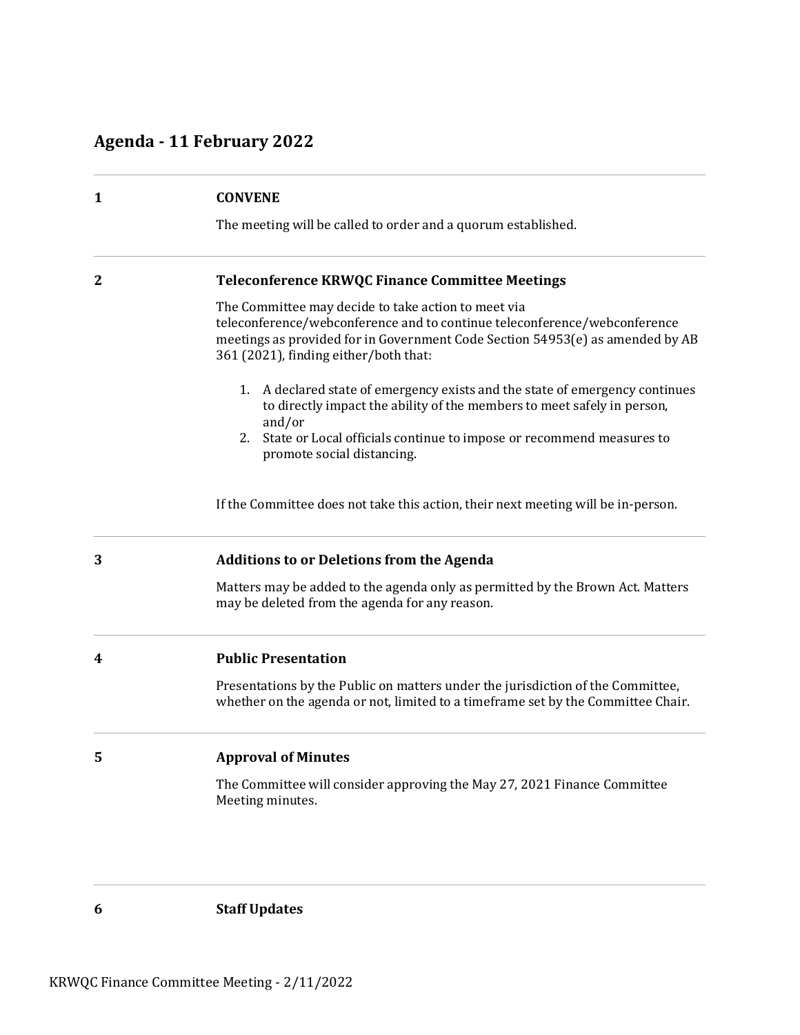## Agenda - 11 February 2022

---

**1** **CONVENE**

The meeting will be called to order and a quorum established.

---

**2** **Teleconference KRWQC Finance Committee Meetings**

The Committee may decide to take action to meet via teleconference/webconference and to continue teleconference/webconference meetings as provided for in Government Code Section 54953(e) as amended by AB 361 (2021), finding either/both that:

1. A declared state of emergency exists and the state of emergency continues to directly impact the ability of the members to meet safely in person, and/or
2. State or Local officials continue to impose or recommend measures to promote social distancing.

If the Committee does not take this action, their next meeting will be in-person.

---

**3** **Additions to or Deletions from the Agenda**

Matters may be added to the agenda only as permitted by the Brown Act. Matters may be deleted from the agenda for any reason.

---

**4** **Public Presentation**

Presentations by the Public on matters under the jurisdiction of the Committee, whether on the agenda or not, limited to a timeframe set by the Committee Chair.

---

**5** **Approval of Minutes**

The Committee will consider approving the May 27, 2021 Finance Committee Meeting minutes.

---

**6** **Staff Updates**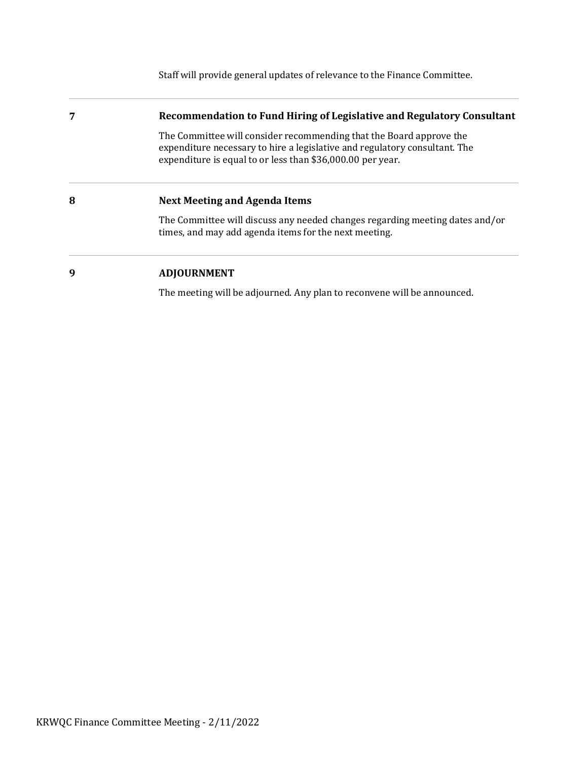Staff will provide general updates of relevance to the Finance Committee.

---

**7** **Recommendation to Fund Hiring of Legislative and Regulatory Consultant**

The Committee will consider recommending that the Board approve the expenditure necessary to hire a legislative and regulatory consultant. The expenditure is equal to or less than $36,000.00 per year.

---

**8** **Next Meeting and Agenda Items**

The Committee will discuss any needed changes regarding meeting dates and/or times, and may add agenda items for the next meeting.

---

**9** **ADJOURNMENT**

The meeting will be adjourned. Any plan to reconvene will be announced.